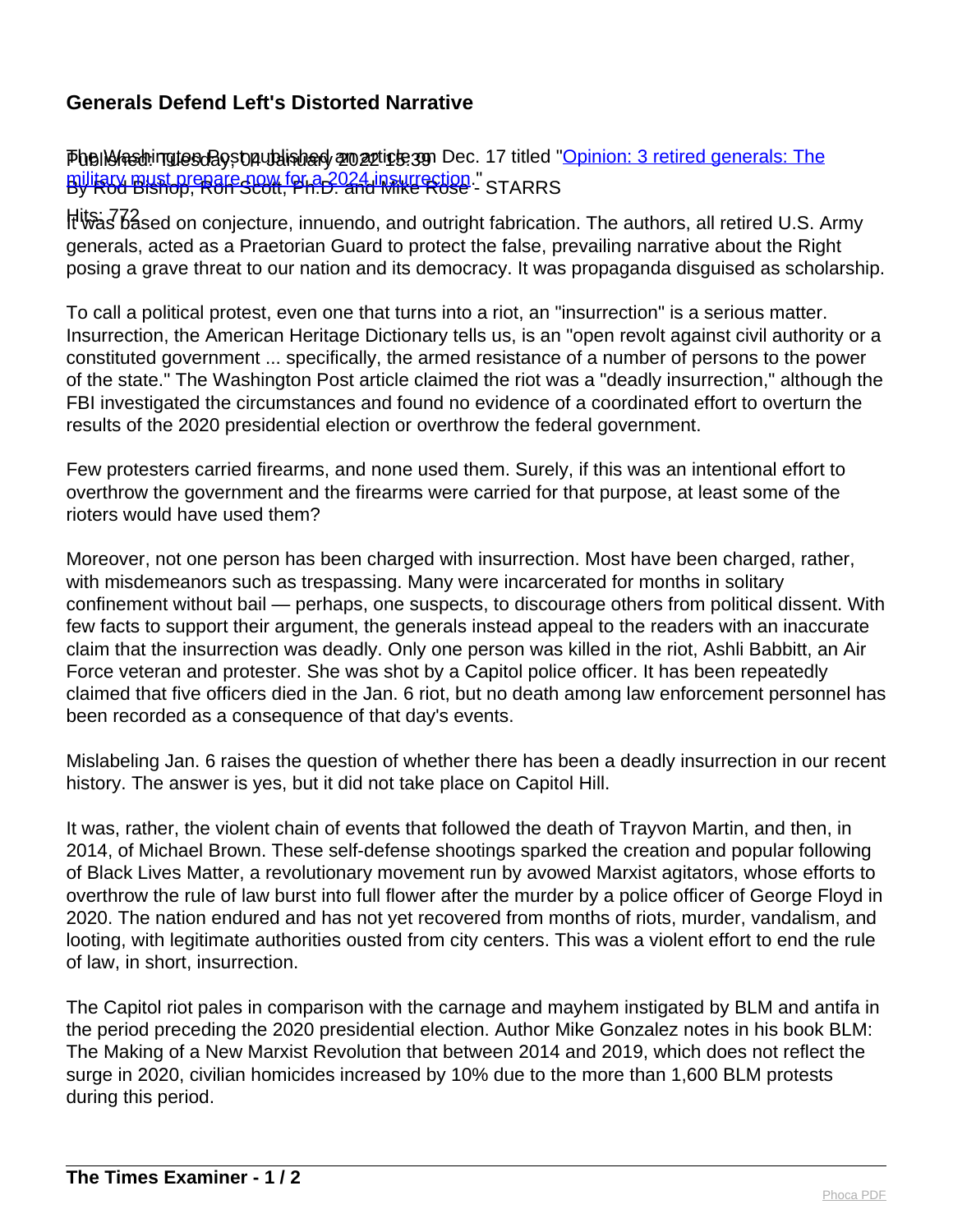## Generals Defend Left's Distorted Narrative

Published: Tuesday, 04 January 2022 13:39
By Rod Bishop, Ron Scott, Ph.D. and Mike Rose - STARRS

Hits: 772

The Washington Post published an article on Dec. 17 titled "Opinion: 3 retired generals: The military must prepare now for a 2024 insurrection."

It was based on conjecture, innuendo, and outright fabrication. The authors, all retired U.S. Army generals, acted as a Praetorian Guard to protect the false, prevailing narrative about the Right posing a grave threat to our nation and its democracy. It was propaganda disguised as scholarship.

To call a political protest, even one that turns into a riot, an "insurrection" is a serious matter. Insurrection, the American Heritage Dictionary tells us, is an "open revolt against civil authority or a constituted government ... specifically, the armed resistance of a number of persons to the power of the state." The Washington Post article claimed the riot was a "deadly insurrection," although the FBI investigated the circumstances and found no evidence of a coordinated effort to overturn the results of the 2020 presidential election or overthrow the federal government.

Few protesters carried firearms, and none used them. Surely, if this was an intentional effort to overthrow the government and the firearms were carried for that purpose, at least some of the rioters would have used them?

Moreover, not one person has been charged with insurrection. Most have been charged, rather, with misdemeanors such as trespassing. Many were incarcerated for months in solitary confinement without bail — perhaps, one suspects, to discourage others from political dissent. With few facts to support their argument, the generals instead appeal to the readers with an inaccurate claim that the insurrection was deadly. Only one person was killed in the riot, Ashli Babbitt, an Air Force veteran and protester. She was shot by a Capitol police officer. It has been repeatedly claimed that five officers died in the Jan. 6 riot, but no death among law enforcement personnel has been recorded as a consequence of that day's events.

Mislabeling Jan. 6 raises the question of whether there has been a deadly insurrection in our recent history. The answer is yes, but it did not take place on Capitol Hill.

It was, rather, the violent chain of events that followed the death of Trayvon Martin, and then, in 2014, of Michael Brown. These self-defense shootings sparked the creation and popular following of Black Lives Matter, a revolutionary movement run by avowed Marxist agitators, whose efforts to overthrow the rule of law burst into full flower after the murder by a police officer of George Floyd in 2020. The nation endured and has not yet recovered from months of riots, murder, vandalism, and looting, with legitimate authorities ousted from city centers. This was a violent effort to end the rule of law, in short, insurrection.

The Capitol riot pales in comparison with the carnage and mayhem instigated by BLM and antifa in the period preceding the 2020 presidential election. Author Mike Gonzalez notes in his book BLM: The Making of a New Marxist Revolution that between 2014 and 2019, which does not reflect the surge in 2020, civilian homicides increased by 10% due to the more than 1,600 BLM protests during this period.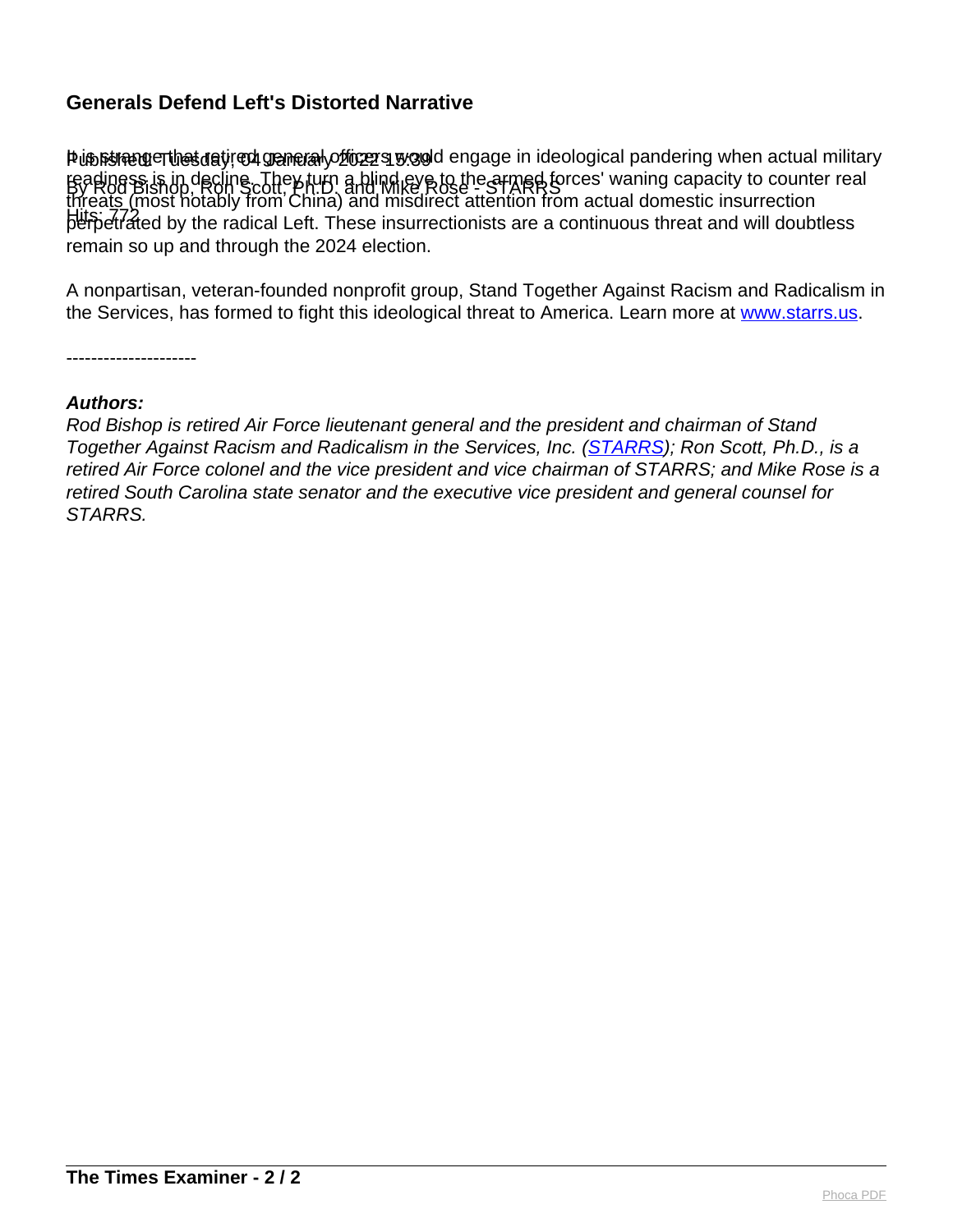It is strange that retired general officers would engage in ideological pandering when actual military readiness is in decline. They turn a blind eye to the armed forces' waning capacity to counter real threats (most notably from China) and misdirect attention from actual domestic insurrection perpetrated by the radical Left. These insurrectionists are a continuous threat and will doubtless remain so up and through the 2024 election.

A nonpartisan, veteran-founded nonprofit group, Stand Together Against Racism and Radicalism in the Services, has formed to fight this ideological threat to America. Learn more at [www.starrs.us](www.starrs.us).

---------------------

***Authors:***

*Rod Bishop is retired Air Force lieutenant general and the president and chairman of Stand Together Against Racism and Radicalism in the Services, Inc. ([STARRS](STARRS)); Ron Scott, Ph.D., is a retired Air Force colonel and the vice president and vice chairman of STARRS; and Mike Rose is a retired South Carolina state senator and the executive vice president and general counsel for STARRS.*